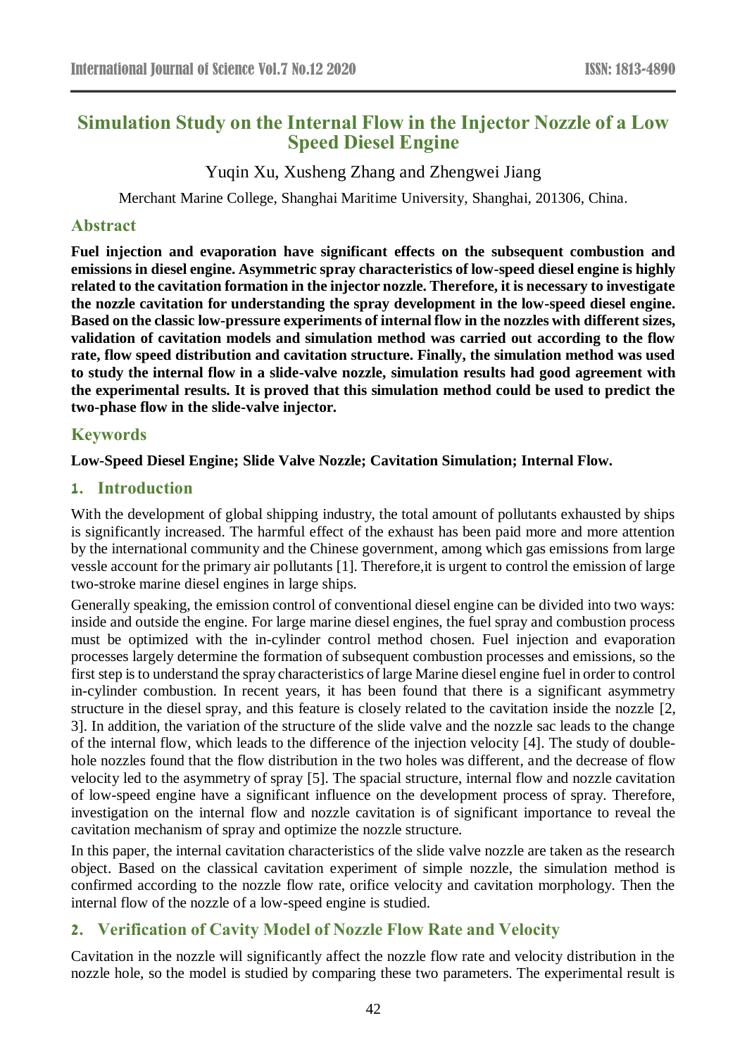# Simulation Study on the Internal Flow in the Injector Nozzle of a Low Speed Diesel Engine

Yuqin Xu, Xusheng Zhang and Zhengwei Jiang

Merchant Marine College, Shanghai Maritime University, Shanghai, 201306, China.

## Abstract

**Fuel injection and evaporation have significant effects on the subsequent combustion and emissions in diesel engine. Asymmetric spray characteristics of low-speed diesel engine is highly related to the cavitation formation in the injector nozzle. Therefore, it is necessary to investigate the nozzle cavitation for understanding the spray development in the low-speed diesel engine. Based on the classic low-pressure experiments of internal flow in the nozzles with different sizes, validation of cavitation models and simulation method was carried out according to the flow rate, flow speed distribution and cavitation structure. Finally, the simulation method was used to study the internal flow in a slide-valve nozzle, simulation results had good agreement with the experimental results. It is proved that this simulation method could be used to predict the two-phase flow in the slide-valve injector.**

## Keywords

**Low-Speed Diesel Engine; Slide Valve Nozzle; Cavitation Simulation; Internal Flow.**

## 1. Introduction

With the development of global shipping industry, the total amount of pollutants exhausted by ships is significantly increased. The harmful effect of the exhaust has been paid more and more attention by the international community and the Chinese government, among which gas emissions from large vessle account for the primary air pollutants [1]. Therefore,it is urgent to control the emission of large two-stroke marine diesel engines in large ships.

Generally speaking, the emission control of conventional diesel engine can be divided into two ways: inside and outside the engine. For large marine diesel engines, the fuel spray and combustion process must be optimized with the in-cylinder control method chosen. Fuel injection and evaporation processes largely determine the formation of subsequent combustion processes and emissions, so the first step is to understand the spray characteristics of large Marine diesel engine fuel in order to control in-cylinder combustion. In recent years, it has been found that there is a significant asymmetry structure in the diesel spray, and this feature is closely related to the cavitation inside the nozzle [2, 3]. In addition, the variation of the structure of the slide valve and the nozzle sac leads to the change of the internal flow, which leads to the difference of the injection velocity [4]. The study of double-hole nozzles found that the flow distribution in the two holes was different, and the decrease of flow velocity led to the asymmetry of spray [5]. The spacial structure, internal flow and nozzle cavitation of low-speed engine have a significant influence on the development process of spray. Therefore, investigation on the internal flow and nozzle cavitation is of significant importance to reveal the cavitation mechanism of spray and optimize the nozzle structure.

In this paper, the internal cavitation characteristics of the slide valve nozzle are taken as the research object. Based on the classical cavitation experiment of simple nozzle, the simulation method is confirmed according to the nozzle flow rate, orifice velocity and cavitation morphology. Then the internal flow of the nozzle of a low-speed engine is studied.

## 2. Verification of Cavity Model of Nozzle Flow Rate and Velocity

Cavitation in the nozzle will significantly affect the nozzle flow rate and velocity distribution in the nozzle hole, so the model is studied by comparing these two parameters. The experimental result is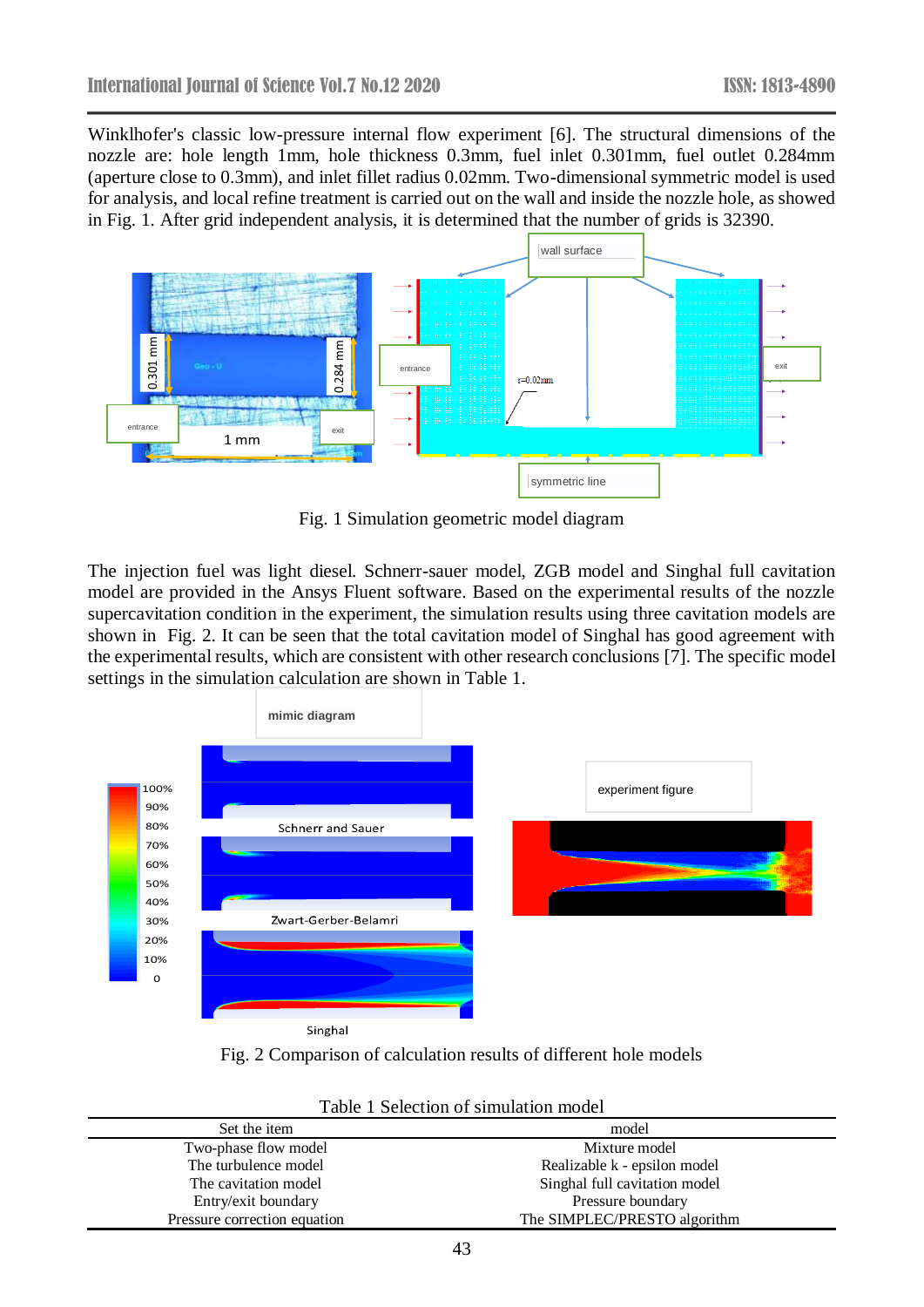Winklhofer's classic low-pressure internal flow experiment [6]. The structural dimensions of the nozzle are: hole length 1mm, hole thickness 0.3mm, fuel inlet 0.301mm, fuel outlet 0.284mm (aperture close to 0.3mm), and inlet fillet radius 0.02mm. Two-dimensional symmetric model is used for analysis, and local refine treatment is carried out on the wall and inside the nozzle hole, as showed in Fig. 1. After grid independent analysis, it is determined that the number of grids is 32390.

Fig. 1 Simulation geometric model diagram

The injection fuel was light diesel. Schnerr-sauer model, ZGB model and Singhal full cavitation model are provided in the Ansys Fluent software. Based on the experimental results of the nozzle supercavitation condition in the experiment, the simulation results using three cavitation models are shown in Fig. 2. It can be seen that the total cavitation model of Singhal has good agreement with the experimental results, which are consistent with other research conclusions [7]. The specific model settings in the simulation calculation are shown in Table 1.

Fig. 2 Comparison of calculation results of different hole models

Table 1 Selection of simulation model

| Set the item | model |
|---|---|
| Two-phase flow model | Mixture model |
| The turbulence model | Realizable k - epsilon model |
| The cavitation model | Singhal full cavitation model |
| Entry/exit boundary | Pressure boundary |
| Pressure correction equation | The SIMPLEC/PRESTO algorithm |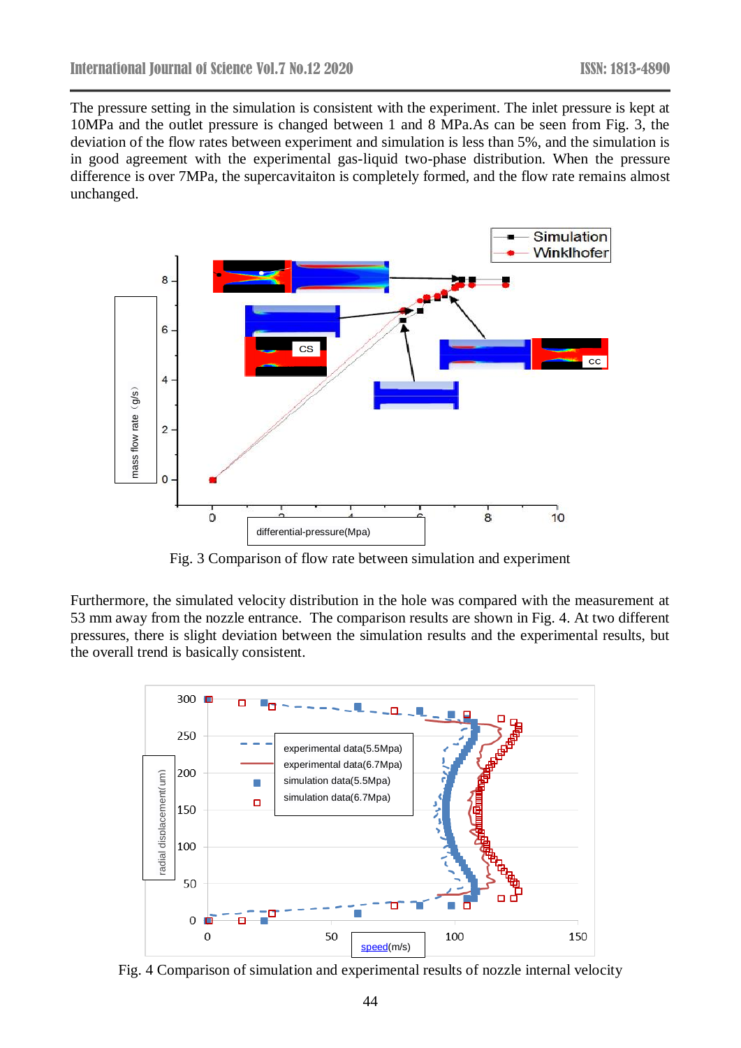The pressure setting in the simulation is consistent with the experiment. The inlet pressure is kept at 10MPa and the outlet pressure is changed between 1 and 8 MPa.As can be seen from Fig. 3, the deviation of the flow rates between experiment and simulation is less than 5%, and the simulation is in good agreement with the experimental gas-liquid two-phase distribution. When the pressure difference is over 7MPa, the supercavitaiton is completely formed, and the flow rate remains almost unchanged.

Fig. 3 Comparison of flow rate between simulation and experiment

Furthermore, the simulated velocity distribution in the hole was compared with the measurement at 53 mm away from the nozzle entrance. The comparison results are shown in Fig. 4. At two different pressures, there is slight deviation between the simulation results and the experimental results, but the overall trend is basically consistent.

Fig. 4 Comparison of simulation and experimental results of nozzle internal velocity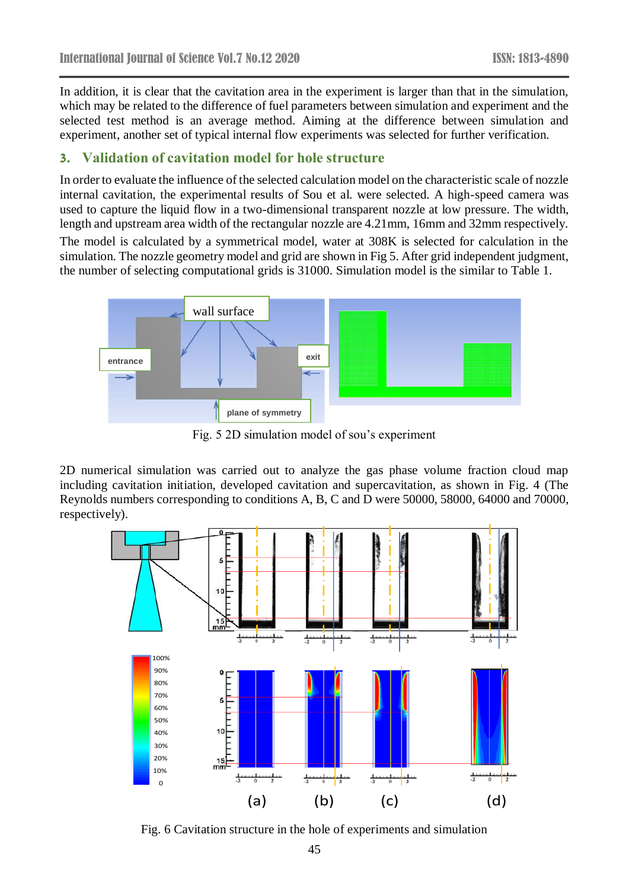In addition, it is clear that the cavitation area in the experiment is larger than that in the simulation, which may be related to the difference of fuel parameters between simulation and experiment and the selected test method is an average method. Aiming at the difference between simulation and experiment, another set of typical internal flow experiments was selected for further verification.

## 3. Validation of cavitation model for hole structure

In order to evaluate the influence of the selected calculation model on the characteristic scale of nozzle internal cavitation, the experimental results of Sou et al. were selected. A high-speed camera was used to capture the liquid flow in a two-dimensional transparent nozzle at low pressure. The width, length and upstream area width of the rectangular nozzle are 4.21mm, 16mm and 32mm respectively.

The model is calculated by a symmetrical model, water at 308K is selected for calculation in the simulation. The nozzle geometry model and grid are shown in Fig 5. After grid independent judgment, the number of selecting computational grids is 31000. Simulation model is the similar to Table 1.

Fig. 5 2D simulation model of sou's experiment

2D numerical simulation was carried out to analyze the gas phase volume fraction cloud map including cavitation initiation, developed cavitation and supercavitation, as shown in Fig. 4 (The Reynolds numbers corresponding to conditions A, B, C and D were 50000, 58000, 64000 and 70000, respectively).

Fig. 6 Cavitation structure in the hole of experiments and simulation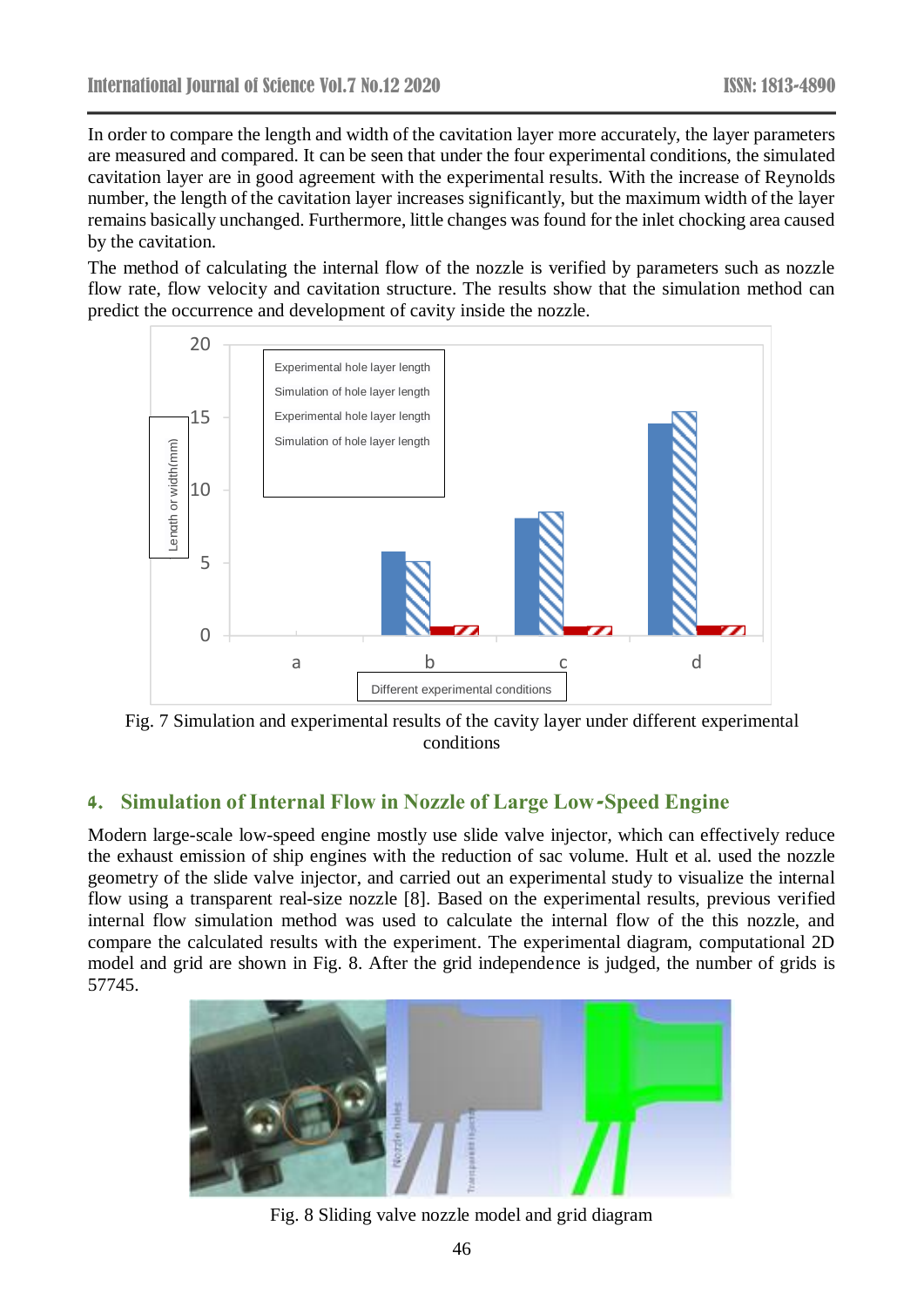In order to compare the length and width of the cavitation layer more accurately, the layer parameters are measured and compared. It can be seen that under the four experimental conditions, the simulated cavitation layer are in good agreement with the experimental results. With the increase of Reynolds number, the length of the cavitation layer increases significantly, but the maximum width of the layer remains basically unchanged. Furthermore, little changes was found for the inlet chocking area caused by the cavitation.

The method of calculating the internal flow of the nozzle is verified by parameters such as nozzle flow rate, flow velocity and cavitation structure. The results show that the simulation method can predict the occurrence and development of cavity inside the nozzle.

Fig. 7 Simulation and experimental results of the cavity layer under different experimental conditions

## 4. Simulation of Internal Flow in Nozzle of Large Low-Speed Engine

Modern large-scale low-speed engine mostly use slide valve injector, which can effectively reduce the exhaust emission of ship engines with the reduction of sac volume. Hult et al. used the nozzle geometry of the slide valve injector, and carried out an experimental study to visualize the internal flow using a transparent real-size nozzle [8]. Based on the experimental results, previous verified internal flow simulation method was used to calculate the internal flow of the this nozzle, and compare the calculated results with the experiment. The experimental diagram, computational 2D model and grid are shown in Fig. 8. After the grid independence is judged, the number of grids is 57745.

Fig. 8 Sliding valve nozzle model and grid diagram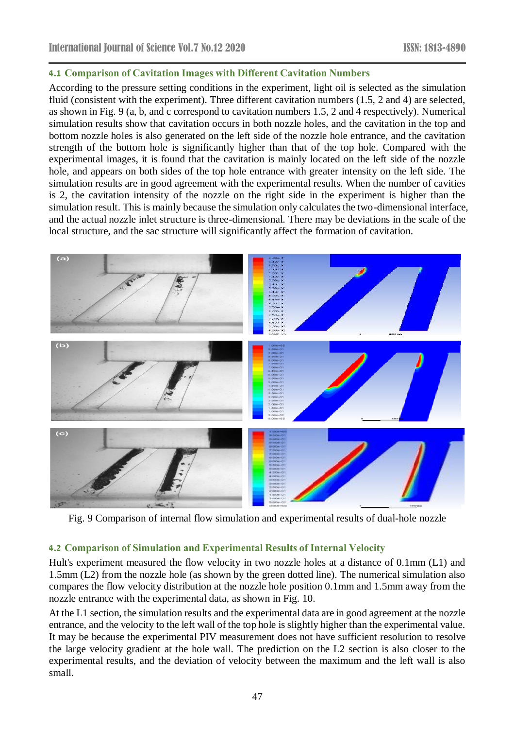### 4.1 Comparison of Cavitation Images with Different Cavitation Numbers

According to the pressure setting conditions in the experiment, light oil is selected as the simulation fluid (consistent with the experiment). Three different cavitation numbers (1.5, 2 and 4) are selected, as shown in Fig. 9 (a, b, and c correspond to cavitation numbers 1.5, 2 and 4 respectively). Numerical simulation results show that cavitation occurs in both nozzle holes, and the cavitation in the top and bottom nozzle holes is also generated on the left side of the nozzle hole entrance, and the cavitation strength of the bottom hole is significantly higher than that of the top hole. Compared with the experimental images, it is found that the cavitation is mainly located on the left side of the nozzle hole, and appears on both sides of the top hole entrance with greater intensity on the left side. The simulation results are in good agreement with the experimental results. When the number of cavities is 2, the cavitation intensity of the nozzle on the right side in the experiment is higher than the simulation result. This is mainly because the simulation only calculates the two-dimensional interface, and the actual nozzle inlet structure is three-dimensional. There may be deviations in the scale of the local structure, and the sac structure will significantly affect the formation of cavitation.

Fig. 9 Comparison of internal flow simulation and experimental results of dual-hole nozzle

### 4.2 Comparison of Simulation and Experimental Results of Internal Velocity

Hult's experiment measured the flow velocity in two nozzle holes at a distance of 0.1mm (L1) and 1.5mm (L2) from the nozzle hole (as shown by the green dotted line). The numerical simulation also compares the flow velocity distribution at the nozzle hole position 0.1mm and 1.5mm away from the nozzle entrance with the experimental data, as shown in Fig. 10.

At the L1 section, the simulation results and the experimental data are in good agreement at the nozzle entrance, and the velocity to the left wall of the top hole is slightly higher than the experimental value. It may be because the experimental PIV measurement does not have sufficient resolution to resolve the large velocity gradient at the hole wall. The prediction on the L2 section is also closer to the experimental results, and the deviation of velocity between the maximum and the left wall is also small.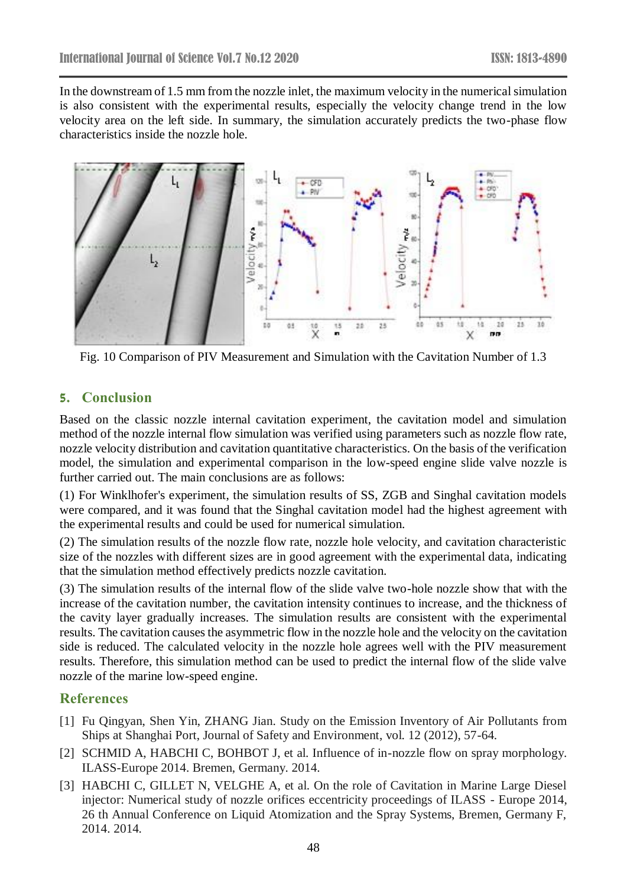In the downstream of 1.5 mm from the nozzle inlet, the maximum velocity in the numerical simulation is also consistent with the experimental results, especially the velocity change trend in the low velocity area on the left side. In summary, the simulation accurately predicts the two-phase flow characteristics inside the nozzle hole.

Fig. 10 Comparison of PIV Measurement and Simulation with the Cavitation Number of 1.3

## 5. Conclusion

Based on the classic nozzle internal cavitation experiment, the cavitation model and simulation method of the nozzle internal flow simulation was verified using parameters such as nozzle flow rate, nozzle velocity distribution and cavitation quantitative characteristics. On the basis of the verification model, the simulation and experimental comparison in the low-speed engine slide valve nozzle is further carried out. The main conclusions are as follows:

(1) For Winklhofer's experiment, the simulation results of SS, ZGB and Singhal cavitation models were compared, and it was found that the Singhal cavitation model had the highest agreement with the experimental results and could be used for numerical simulation.

(2) The simulation results of the nozzle flow rate, nozzle hole velocity, and cavitation characteristic size of the nozzles with different sizes are in good agreement with the experimental data, indicating that the simulation method effectively predicts nozzle cavitation.

(3) The simulation results of the internal flow of the slide valve two-hole nozzle show that with the increase of the cavitation number, the cavitation intensity continues to increase, and the thickness of the cavity layer gradually increases. The simulation results are consistent with the experimental results. The cavitation causes the asymmetric flow in the nozzle hole and the velocity on the cavitation side is reduced. The calculated velocity in the nozzle hole agrees well with the PIV measurement results. Therefore, this simulation method can be used to predict the internal flow of the slide valve nozzle of the marine low-speed engine.

## References

[1] Fu Qingyan, Shen Yin, ZHANG Jian. Study on the Emission Inventory of Air Pollutants from Ships at Shanghai Port, Journal of Safety and Environment, vol. 12 (2012), 57-64.

[2] SCHMID A, HABCHI C, BOHBOT J, et al. Influence of in-nozzle flow on spray morphology. ILASS-Europe 2014. Bremen, Germany. 2014.

[3] HABCHI C, GILLET N, VELGHE A, et al. On the role of Cavitation in Marine Large Diesel injector: Numerical study of nozzle orifices eccentricity proceedings of ILASS - Europe 2014, 26 th Annual Conference on Liquid Atomization and the Spray Systems, Bremen, Germany F, 2014. 2014.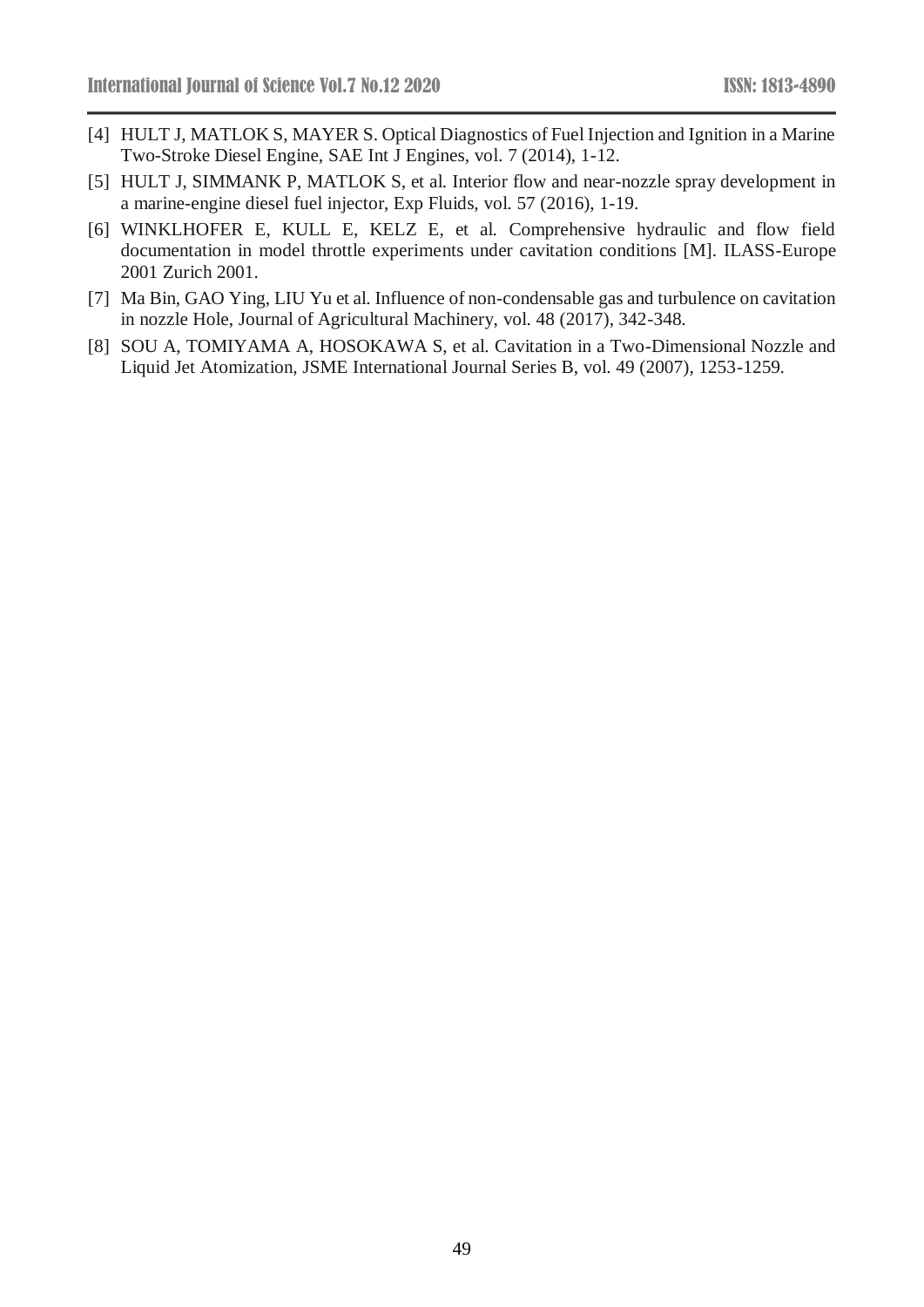[4] HULT J, MATLOK S, MAYER S. Optical Diagnostics of Fuel Injection and Ignition in a Marine Two-Stroke Diesel Engine, SAE Int J Engines, vol. 7 (2014), 1-12.

[5] HULT J, SIMMANK P, MATLOK S, et al. Interior flow and near-nozzle spray development in a marine-engine diesel fuel injector, Exp Fluids, vol. 57 (2016), 1-19.

[6] WINKLHOFER E, KULL E, KELZ E, et al. Comprehensive hydraulic and flow field documentation in model throttle experiments under cavitation conditions [M]. ILASS-Europe 2001 Zurich 2001.

[7] Ma Bin, GAO Ying, LIU Yu et al. Influence of non-condensable gas and turbulence on cavitation in nozzle Hole, Journal of Agricultural Machinery, vol. 48 (2017), 342-348.

[8] SOU A, TOMIYAMA A, HOSOKAWA S, et al. Cavitation in a Two-Dimensional Nozzle and Liquid Jet Atomization, JSME International Journal Series B, vol. 49 (2007), 1253-1259.